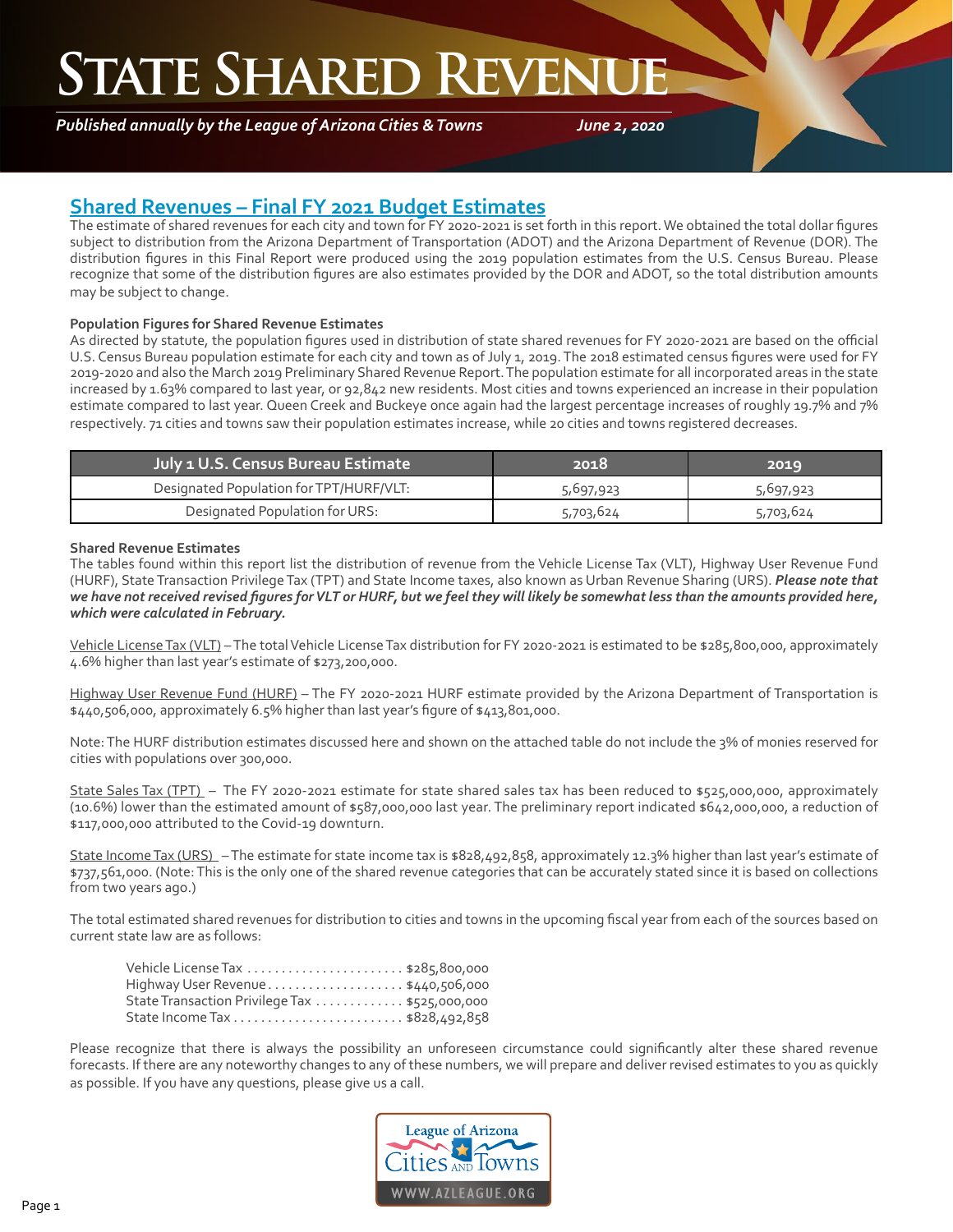# State Shared Revenue

*Published annually by the League of Arizona Cities & Towns* *June 2, 2020*

## Shared Revenues – Final FY 2021 Budget Estimates

The estimate of shared revenues for each city and town for FY 2020-2021 is set forth in this report. We obtained the total dollar figures subject to distribution from the Arizona Department of Transportation (ADOT) and the Arizona Department of Revenue (DOR). The distribution figures in this Final Report were produced using the 2019 population estimates from the U.S. Census Bureau. Please recognize that some of the distribution figures are also estimates provided by the DOR and ADOT, so the total distribution amounts may be subject to change.

**Population Figures for Shared Revenue Estimates**

As directed by statute, the population figures used in distribution of state shared revenues for FY 2020-2021 are based on the official U.S. Census Bureau population estimate for each city and town as of July 1, 2019. The 2018 estimated census figures were used for FY 2019-2020 and also the March 2019 Preliminary Shared Revenue Report. The population estimate for all incorporated areas in the state increased by 1.63% compared to last year, or 92,842 new residents. Most cities and towns experienced an increase in their population estimate compared to last year. Queen Creek and Buckeye once again had the largest percentage increases of roughly 19.7% and 7% respectively. 71 cities and towns saw their population estimates increase, while 20 cities and towns registered decreases.

| July 1 U.S. Census Bureau Estimate | 2018 | 2019 |
|---|---|---|
| Designated Population for TPT/HURF/VLT: | 5,697,923 | 5,697,923 |
| Designated Population for URS: | 5,703,624 | 5,703,624 |

**Shared Revenue Estimates**

The tables found within this report list the distribution of revenue from the Vehicle License Tax (VLT), Highway User Revenue Fund (HURF), State Transaction Privilege Tax (TPT) and State Income taxes, also known as Urban Revenue Sharing (URS). ***Please note that we have not received revised figures for VLT or HURF, but we feel they will likely be somewhat less than the amounts provided here, which were calculated in February.***

Vehicle License Tax (VLT) – The total Vehicle License Tax distribution for FY 2020-2021 is estimated to be $285,800,000, approximately 4.6% higher than last year's estimate of $273,200,000.

Highway User Revenue Fund (HURF) – The FY 2020-2021 HURF estimate provided by the Arizona Department of Transportation is $440,506,000, approximately 6.5% higher than last year's figure of $413,801,000.

Note: The HURF distribution estimates discussed here and shown on the attached table do not include the 3% of monies reserved for cities with populations over 300,000.

State Sales Tax (TPT) – The FY 2020-2021 estimate for state shared sales tax has been reduced to $525,000,000, approximately (10.6%) lower than the estimated amount of $587,000,000 last year. The preliminary report indicated $642,000,000, a reduction of $117,000,000 attributed to the Covid-19 downturn.

State Income Tax (URS) – The estimate for state income tax is $828,492,858, approximately 12.3% higher than last year's estimate of $737,561,000. (Note: This is the only one of the shared revenue categories that can be accurately stated since it is based on collections from two years ago.)

The total estimated shared revenues for distribution to cities and towns in the upcoming fiscal year from each of the sources based on current state law are as follows:

Vehicle License Tax . . . . . . . . . . . . . . . . . . . . . . . $285,800,000
Highway User Revenue . . . . . . . . . . . . . . . . . . . . $440,506,000
State Transaction Privilege Tax . . . . . . . . . . . . . $525,000,000
State Income Tax . . . . . . . . . . . . . . . . . . . . . . . . . $828,492,858

Please recognize that there is always the possibility an unforeseen circumstance could significantly alter these shared revenue forecasts. If there are any noteworthy changes to any of these numbers, we will prepare and deliver revised estimates to you as quickly as possible. If you have any questions, please give us a call.

League of Arizona Cities AND Towns
WWW.AZLEAGUE.ORG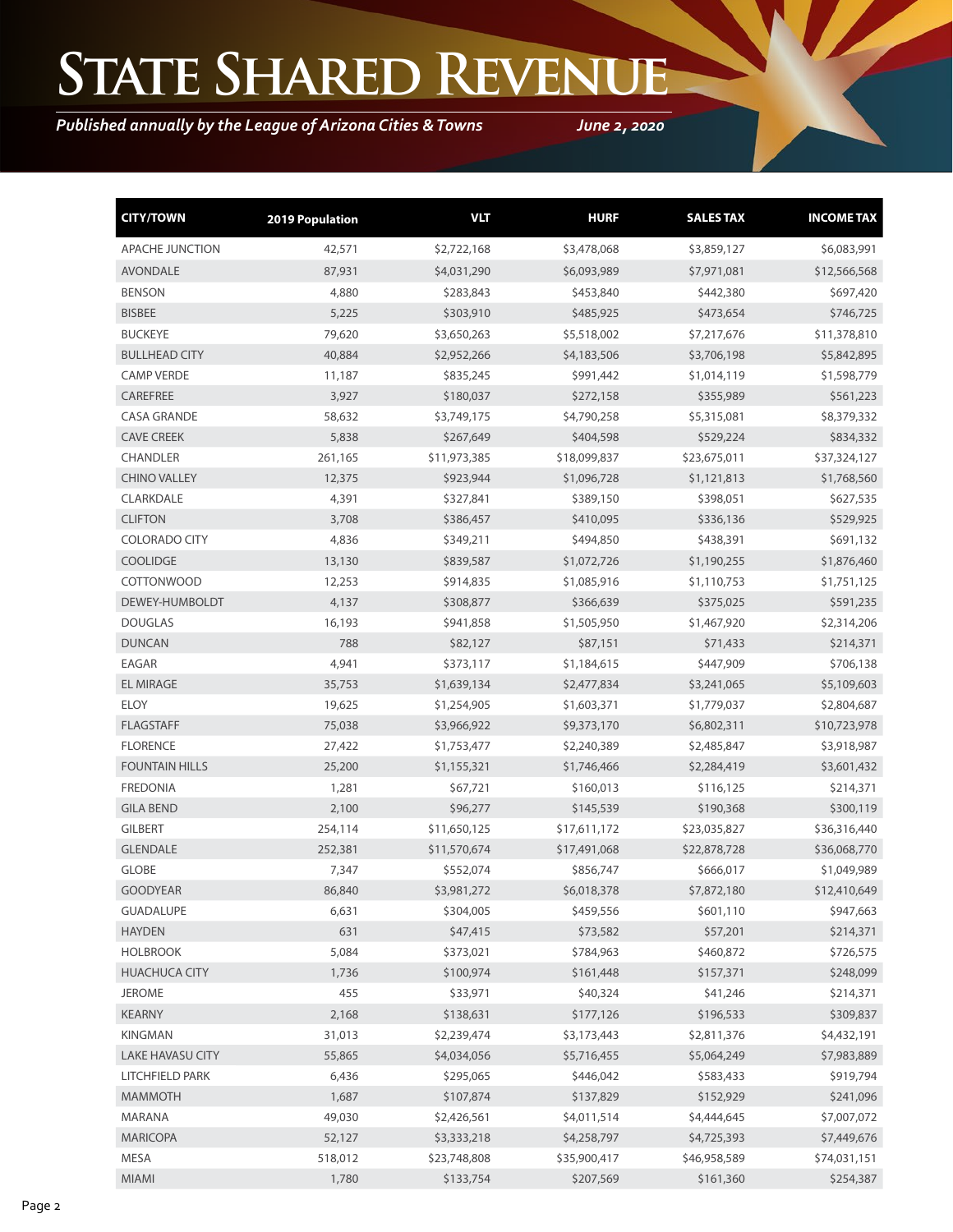# STATE SHARED REVENUE

*Published annually by the League of Arizona Cities & Towns* *June 2, 2020*

| CITY/TOWN | 2019 Population | VLT | HURF | SALES TAX | INCOME TAX |
|---|---|---|---|---|---|
| APACHE JUNCTION | 42,571 | $2,722,168 | $3,478,068 | $3,859,127 | $6,083,991 |
| AVONDALE | 87,931 | $4,031,290 | $6,093,989 | $7,971,081 | $12,566,568 |
| BENSON | 4,880 | $283,843 | $453,840 | $442,380 | $697,420 |
| BISBEE | 5,225 | $303,910 | $485,925 | $473,654 | $746,725 |
| BUCKEYE | 79,620 | $3,650,263 | $5,518,002 | $7,217,676 | $11,378,810 |
| BULLHEAD CITY | 40,884 | $2,952,266 | $4,183,506 | $3,706,198 | $5,842,895 |
| CAMP VERDE | 11,187 | $835,245 | $991,442 | $1,014,119 | $1,598,779 |
| CAREFREE | 3,927 | $180,037 | $272,158 | $355,989 | $561,223 |
| CASA GRANDE | 58,632 | $3,749,175 | $4,790,258 | $5,315,081 | $8,379,332 |
| CAVE CREEK | 5,838 | $267,649 | $404,598 | $529,224 | $834,332 |
| CHANDLER | 261,165 | $11,973,385 | $18,099,837 | $23,675,011 | $37,324,127 |
| CHINO VALLEY | 12,375 | $923,944 | $1,096,728 | $1,121,813 | $1,768,560 |
| CLARKDALE | 4,391 | $327,841 | $389,150 | $398,051 | $627,535 |
| CLIFTON | 3,708 | $386,457 | $410,095 | $336,136 | $529,925 |
| COLORADO CITY | 4,836 | $349,211 | $494,850 | $438,391 | $691,132 |
| COOLIDGE | 13,130 | $839,587 | $1,072,726 | $1,190,255 | $1,876,460 |
| COTTONWOOD | 12,253 | $914,835 | $1,085,916 | $1,110,753 | $1,751,125 |
| DEWEY-HUMBOLDT | 4,137 | $308,877 | $366,639 | $375,025 | $591,235 |
| DOUGLAS | 16,193 | $941,858 | $1,505,950 | $1,467,920 | $2,314,206 |
| DUNCAN | 788 | $82,127 | $87,151 | $71,433 | $214,371 |
| EAGAR | 4,941 | $373,117 | $1,184,615 | $447,909 | $706,138 |
| EL MIRAGE | 35,753 | $1,639,134 | $2,477,834 | $3,241,065 | $5,109,603 |
| ELOY | 19,625 | $1,254,905 | $1,603,371 | $1,779,037 | $2,804,687 |
| FLAGSTAFF | 75,038 | $3,966,922 | $9,373,170 | $6,802,311 | $10,723,978 |
| FLORENCE | 27,422 | $1,753,477 | $2,240,389 | $2,485,847 | $3,918,987 |
| FOUNTAIN HILLS | 25,200 | $1,155,321 | $1,746,466 | $2,284,419 | $3,601,432 |
| FREDONIA | 1,281 | $67,721 | $160,013 | $116,125 | $214,371 |
| GILA BEND | 2,100 | $96,277 | $145,539 | $190,368 | $300,119 |
| GILBERT | 254,114 | $11,650,125 | $17,611,172 | $23,035,827 | $36,316,440 |
| GLENDALE | 252,381 | $11,570,674 | $17,491,068 | $22,878,728 | $36,068,770 |
| GLOBE | 7,347 | $552,074 | $856,747 | $666,017 | $1,049,989 |
| GOODYEAR | 86,840 | $3,981,272 | $6,018,378 | $7,872,180 | $12,410,649 |
| GUADALUPE | 6,631 | $304,005 | $459,556 | $601,110 | $947,663 |
| HAYDEN | 631 | $47,415 | $73,582 | $57,201 | $214,371 |
| HOLBROOK | 5,084 | $373,021 | $784,963 | $460,872 | $726,575 |
| HUACHUCA CITY | 1,736 | $100,974 | $161,448 | $157,371 | $248,099 |
| JEROME | 455 | $33,971 | $40,324 | $41,246 | $214,371 |
| KEARNY | 2,168 | $138,631 | $177,126 | $196,533 | $309,837 |
| KINGMAN | 31,013 | $2,239,474 | $3,173,443 | $2,811,376 | $4,432,191 |
| LAKE HAVASU CITY | 55,865 | $4,034,056 | $5,716,455 | $5,064,249 | $7,983,889 |
| LITCHFIELD PARK | 6,436 | $295,065 | $446,042 | $583,433 | $919,794 |
| MAMMOTH | 1,687 | $107,874 | $137,829 | $152,929 | $241,096 |
| MARANA | 49,030 | $2,426,561 | $4,011,514 | $4,444,645 | $7,007,072 |
| MARICOPA | 52,127 | $3,333,218 | $4,258,797 | $4,725,393 | $7,449,676 |
| MESA | 518,012 | $23,748,808 | $35,900,417 | $46,958,589 | $74,031,151 |
| MIAMI | 1,780 | $133,754 | $207,569 | $161,360 | $254,387 |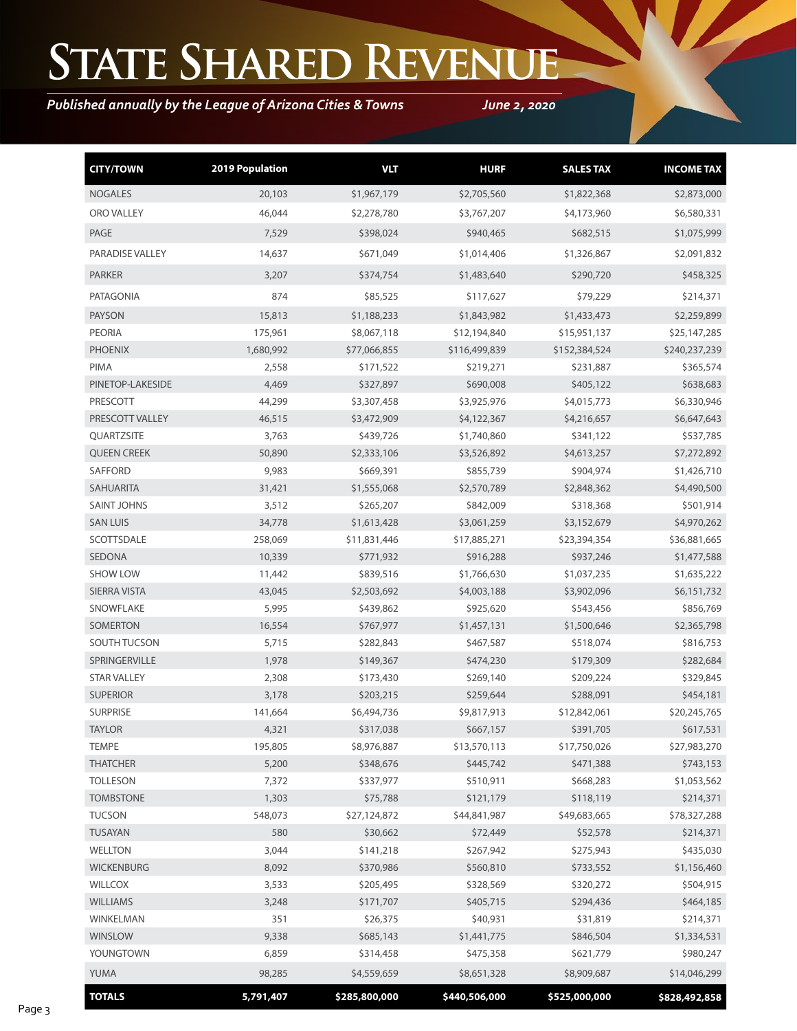# State Shared Revenue

*Published annually by the League of Arizona Cities & Towns* *June 2, 2020*

| CITY/TOWN | 2019 Population | VLT | HURF | SALES TAX | INCOME TAX |
|---|---|---|---|---|---|
| NOGALES | 20,103 | $1,967,179 | $2,705,560 | $1,822,368 | $2,873,000 |
| ORO VALLEY | 46,044 | $2,278,780 | $3,767,207 | $4,173,960 | $6,580,331 |
| PAGE | 7,529 | $398,024 | $940,465 | $682,515 | $1,075,999 |
| PARADISE VALLEY | 14,637 | $671,049 | $1,014,406 | $1,326,867 | $2,091,832 |
| PARKER | 3,207 | $374,754 | $1,483,640 | $290,720 | $458,325 |
| PATAGONIA | 874 | $85,525 | $117,627 | $79,229 | $214,371 |
| PAYSON | 15,813 | $1,188,233 | $1,843,982 | $1,433,473 | $2,259,899 |
| PEORIA | 175,961 | $8,067,118 | $12,194,840 | $15,951,137 | $25,147,285 |
| PHOENIX | 1,680,992 | $77,066,855 | $116,499,839 | $152,384,524 | $240,237,239 |
| PIMA | 2,558 | $171,522 | $219,271 | $231,887 | $365,574 |
| PINETOP-LAKESIDE | 4,469 | $327,897 | $690,008 | $405,122 | $638,683 |
| PRESCOTT | 44,299 | $3,307,458 | $3,925,976 | $4,015,773 | $6,330,946 |
| PRESCOTT VALLEY | 46,515 | $3,472,909 | $4,122,367 | $4,216,657 | $6,647,643 |
| QUARTZSITE | 3,763 | $439,726 | $1,740,860 | $341,122 | $537,785 |
| QUEEN CREEK | 50,890 | $2,333,106 | $3,526,892 | $4,613,257 | $7,272,892 |
| SAFFORD | 9,983 | $669,391 | $855,739 | $904,974 | $1,426,710 |
| SAHUARITA | 31,421 | $1,555,068 | $2,570,789 | $2,848,362 | $4,490,500 |
| SAINT JOHNS | 3,512 | $265,207 | $842,009 | $318,368 | $501,914 |
| SAN LUIS | 34,778 | $1,613,428 | $3,061,259 | $3,152,679 | $4,970,262 |
| SCOTTSDALE | 258,069 | $11,831,446 | $17,885,271 | $23,394,354 | $36,881,665 |
| SEDONA | 10,339 | $771,932 | $916,288 | $937,246 | $1,477,588 |
| SHOW LOW | 11,442 | $839,516 | $1,766,630 | $1,037,235 | $1,635,222 |
| SIERRA VISTA | 43,045 | $2,503,692 | $4,003,188 | $3,902,096 | $6,151,732 |
| SNOWFLAKE | 5,995 | $439,862 | $925,620 | $543,456 | $856,769 |
| SOMERTON | 16,554 | $767,977 | $1,457,131 | $1,500,646 | $2,365,798 |
| SOUTH TUCSON | 5,715 | $282,843 | $467,587 | $518,074 | $816,753 |
| SPRINGERVILLE | 1,978 | $149,367 | $474,230 | $179,309 | $282,684 |
| STAR VALLEY | 2,308 | $173,430 | $269,140 | $209,224 | $329,845 |
| SUPERIOR | 3,178 | $203,215 | $259,644 | $288,091 | $454,181 |
| SURPRISE | 141,664 | $6,494,736 | $9,817,913 | $12,842,061 | $20,245,765 |
| TAYLOR | 4,321 | $317,038 | $667,157 | $391,705 | $617,531 |
| TEMPE | 195,805 | $8,976,887 | $13,570,113 | $17,750,026 | $27,983,270 |
| THATCHER | 5,200 | $348,676 | $445,742 | $471,388 | $743,153 |
| TOLLESON | 7,372 | $337,977 | $510,911 | $668,283 | $1,053,562 |
| TOMBSTONE | 1,303 | $75,788 | $121,179 | $118,119 | $214,371 |
| TUCSON | 548,073 | $27,124,872 | $44,841,987 | $49,683,665 | $78,327,288 |
| TUSAYAN | 580 | $30,662 | $72,449 | $52,578 | $214,371 |
| WELLTON | 3,044 | $141,218 | $267,942 | $275,943 | $435,030 |
| WICKENBURG | 8,092 | $370,986 | $560,810 | $733,552 | $1,156,460 |
| WILLCOX | 3,533 | $205,495 | $328,569 | $320,272 | $504,915 |
| WILLIAMS | 3,248 | $171,707 | $405,715 | $294,436 | $464,185 |
| WINKELMAN | 351 | $26,375 | $40,931 | $31,819 | $214,371 |
| WINSLOW | 9,338 | $685,143 | $1,441,775 | $846,504 | $1,334,531 |
| YOUNGTOWN | 6,859 | $314,458 | $475,358 | $621,779 | $980,247 |
| YUMA | 98,285 | $4,559,659 | $8,651,328 | $8,909,687 | $14,046,299 |
| **TOTALS** | **5,791,407** | **$285,800,000** | **$440,506,000** | **$525,000,000** | **$828,492,858** |